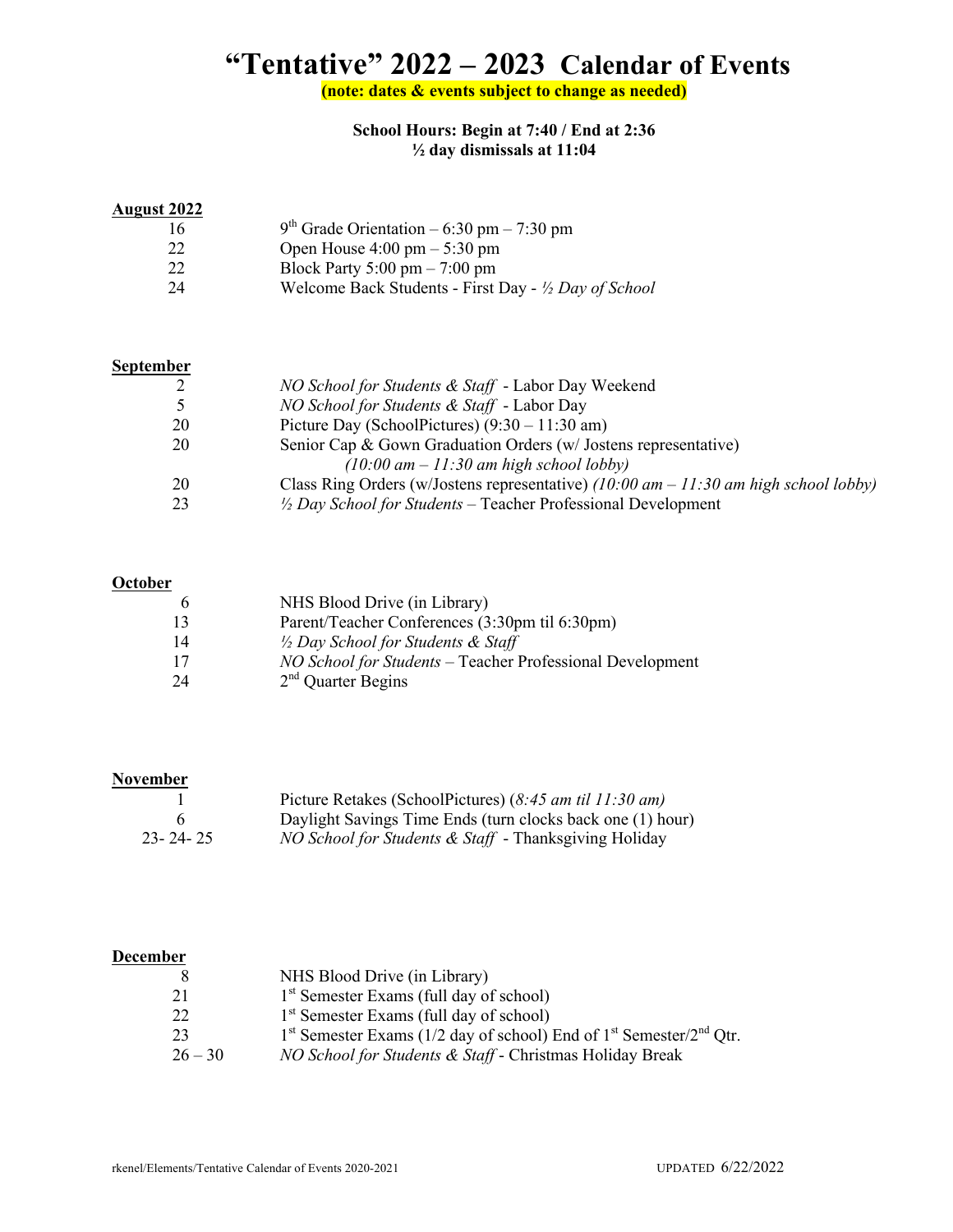# "Tentative" 2022 – 2023 Calendar of Events

**(note: dates & events subject to change as needed)**

**School Hours: Begin at 7:40 / End at 2:36**
**½ day dismissals at 11:04**

**August 2022**

| | |
|---|---|
| 16 | 9th Grade Orientation – 6:30 pm – 7:30 pm |
| 22 | Open House 4:00 pm – 5:30 pm |
| 22 | Block Party 5:00 pm – 7:00 pm |
| 24 | Welcome Back Students - First Day - *½ Day of School* |

**September**

| | |
|---|---|
| 2 | *NO School for Students & Staff* - Labor Day Weekend |
| 5 | *NO School for Students & Staff* - Labor Day |
| 20 | Picture Day (SchoolPictures) (9:30 – 11:30 am) |
| 20 | Senior Cap & Gown Graduation Orders (w/ Jostens representative) *(10:00 am – 11:30 am high school lobby)* |
| 20 | Class Ring Orders (w/Jostens representative) *(10:00 am – 11:30 am high school lobby)* |
| 23 | *½ Day School for Students* – Teacher Professional Development |

**October**

| | |
|---|---|
| 6 | NHS Blood Drive (in Library) |
| 13 | Parent/Teacher Conferences (3:30pm til 6:30pm) |
| 14 | *½ Day School for Students & Staff* |
| 17 | *NO School for Students* – Teacher Professional Development |
| 24 | 2nd Quarter Begins |

**November**

| | |
|---|---|
| 1 | Picture Retakes (SchoolPictures) (*8:45 am til 11:30 am)* |
| 6 | Daylight Savings Time Ends (turn clocks back one (1) hour) |
| 23- 24- 25 | *NO School for Students & Staff* - Thanksgiving Holiday |

**December**

| | |
|---|---|
| 8 | NHS Blood Drive (in Library) |
| 21 | 1st Semester Exams (full day of school) |
| 22 | 1st Semester Exams (full day of school) |
| 23 | 1st Semester Exams (1/2 day of school) End of 1st Semester/2nd Qtr. |
| 26 – 30 | *NO School for Students & Staff* - Christmas Holiday Break |

rkenel/Elements/Tentative Calendar of Events 2020-2021 UPDATED 6/22/2022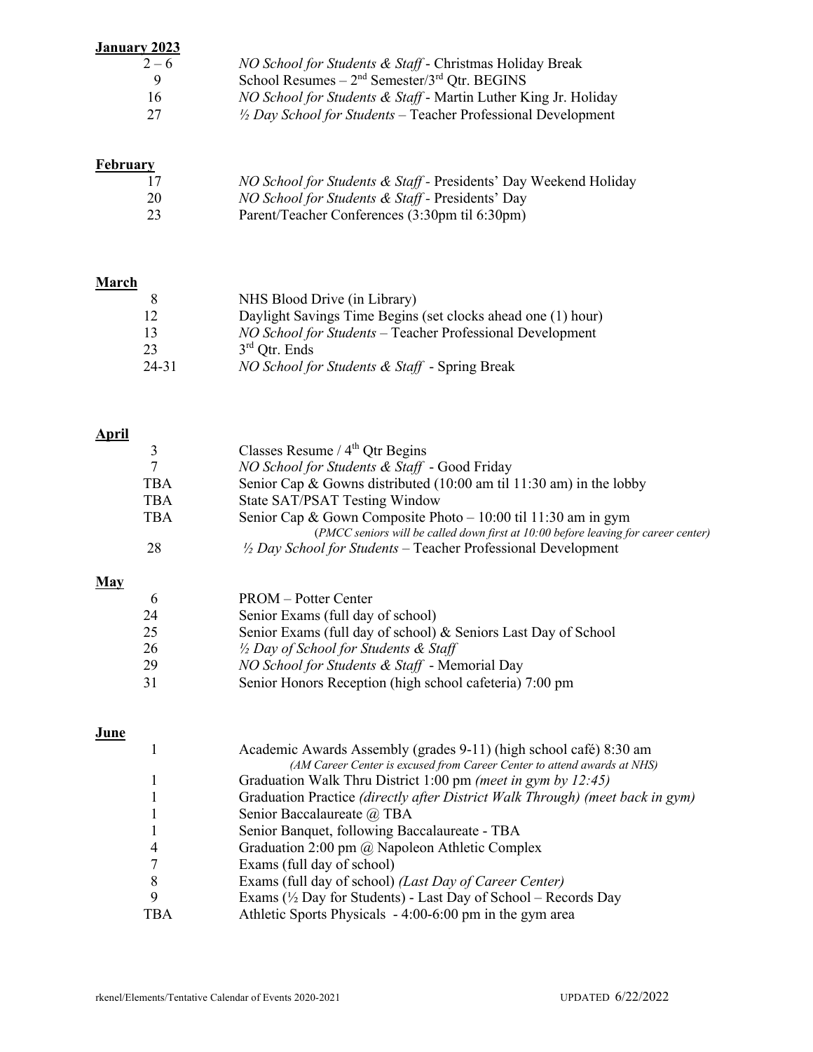**January 2023**

| | |
|---|---|
| 2 – 6 | *NO School for Students & Staff* - Christmas Holiday Break |
| 9 | School Resumes – 2nd Semester/3rd Qtr. BEGINS |
| 16 | *NO School for Students & Staff* - Martin Luther King Jr. Holiday |
| 27 | *½ Day School for Students* – Teacher Professional Development |

**February**

| | |
|---|---|
| 17 | *NO School for Students & Staff* - Presidents' Day Weekend Holiday |
| 20 | *NO School for Students & Staff* - Presidents' Day |
| 23 | Parent/Teacher Conferences (3:30pm til 6:30pm) |

**March**

| | |
|---|---|
| 8 | NHS Blood Drive (in Library) |
| 12 | Daylight Savings Time Begins (set clocks ahead one (1) hour) |
| 13 | *NO School for Students* – Teacher Professional Development |
| 23 | 3rd Qtr. Ends |
| 24-31 | *NO School for Students & Staff* - Spring Break |

**April**

| | |
|---|---|
| 3 | Classes Resume / 4th Qtr Begins |
| 7 | *NO School for Students & Staff* - Good Friday |
| TBA | Senior Cap & Gowns distributed (10:00 am til 11:30 am) in the lobby |
| TBA | State SAT/PSAT Testing Window |
| TBA | Senior Cap & Gown Composite Photo – 10:00 til 11:30 am in gym *(PMCC seniors will be called down first at 10:00 before leaving for career center)* |
| 28 | *½ Day School for Students* – Teacher Professional Development |

**May**

| | |
|---|---|
| 6 | PROM – Potter Center |
| 24 | Senior Exams (full day of school) |
| 25 | Senior Exams (full day of school) & Seniors Last Day of School |
| 26 | *½ Day of School for Students & Staff* |
| 29 | *NO School for Students & Staff* - Memorial Day |
| 31 | Senior Honors Reception (high school cafeteria) 7:00 pm |

**June**

| | |
|---|---|
| 1 | Academic Awards Assembly (grades 9-11) (high school café) 8:30 am *(AM Career Center is excused from Career Center to attend awards at NHS)* |
| 1 | Graduation Walk Thru District 1:00 pm *(meet in gym by 12:45)* |
| 1 | Graduation Practice *(directly after District Walk Through) (meet back in gym)* |
| 1 | Senior Baccalaureate @ TBA |
| 1 | Senior Banquet, following Baccalaureate - TBA |
| 4 | Graduation 2:00 pm @ Napoleon Athletic Complex |
| 7 | Exams (full day of school) |
| 8 | Exams (full day of school) *(Last Day of Career Center)* |
| 9 | Exams (½ Day for Students) - Last Day of School – Records Day |
| TBA | Athletic Sports Physicals - 4:00-6:00 pm in the gym area |

rkenel/Elements/Tentative Calendar of Events 2020-2021 UPDATED 6/22/2022